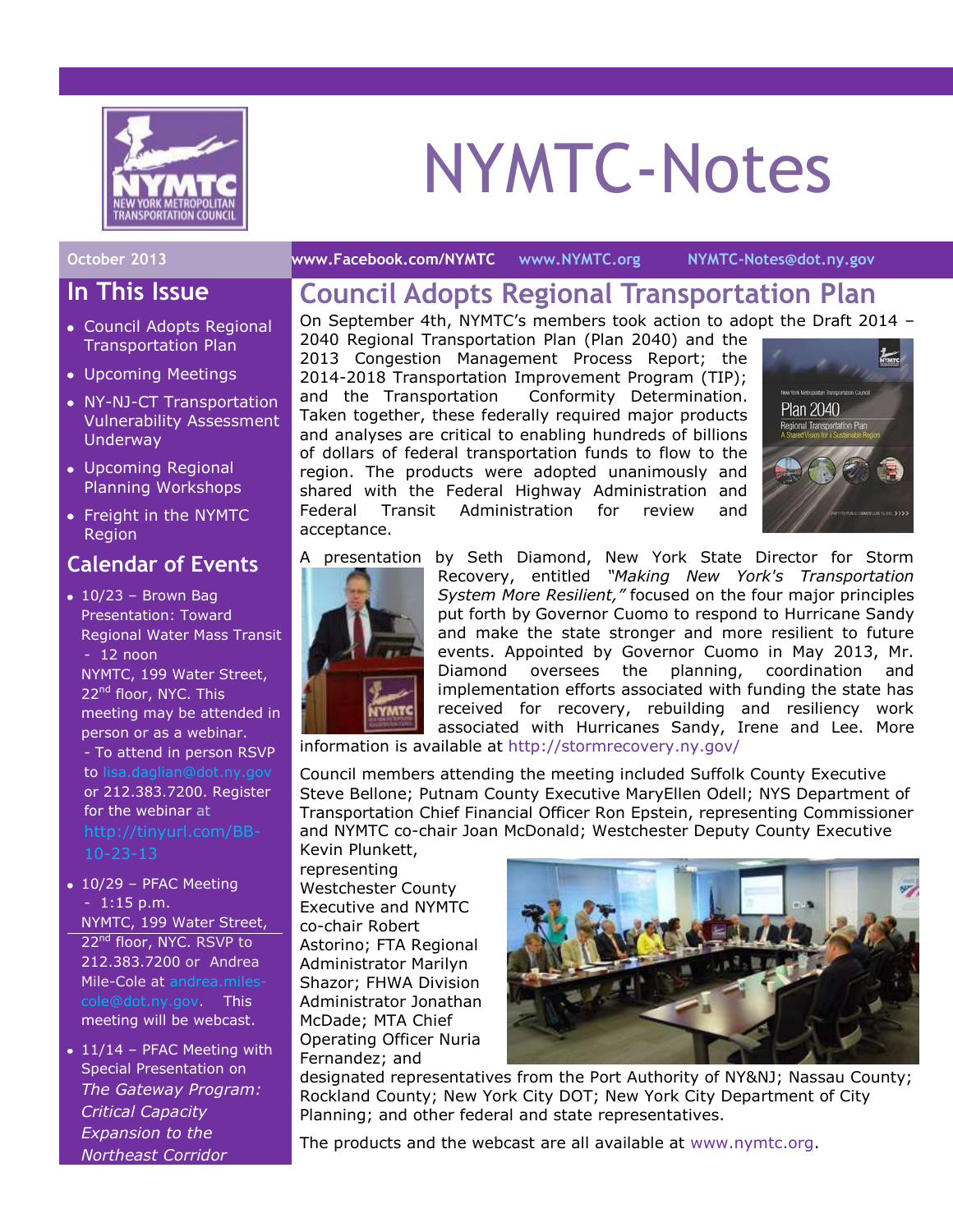# NYMTC-Notes

October 2013 | www.Facebook.com/NYMTC | www.NYMTC.org | NYMTC-Notes@dot.ny.gov

## In This Issue

- Council Adopts Regional Transportation Plan
- Upcoming Meetings
- NY-NJ-CT Transportation Vulnerability Assessment Underway
- Upcoming Regional Planning Workshops
- Freight in the NYMTC Region

## Calendar of Events

- 10/23 – Brown Bag Presentation: Toward Regional Water Mass Transit - 12 noon NYMTC, 199 Water Street, 22nd floor, NYC. This meeting may be attended in person or as a webinar.
  - To attend in person RSVP to lisa.daglian@dot.ny.gov or 212.383.7200. Register for the webinar at http://tinyurl.com/BB-10-23-13
- 10/29 – PFAC Meeting - 1:15 p.m. NYMTC, 199 Water Street, 22nd floor, NYC. RSVP to 212.383.7200 or Andrea Mile-Cole at andrea.miles-cole@dot.ny.gov. This meeting will be webcast.
- 11/14 – PFAC Meeting with Special Presentation on *The Gateway Program: Critical Capacity Expansion to the Northeast Corridor*

## Council Adopts Regional Transportation Plan

On September 4th, NYMTC's members took action to adopt the Draft 2014 – 2040 Regional Transportation Plan (Plan 2040) and the 2013 Congestion Management Process Report; the 2014-2018 Transportation Improvement Program (TIP); and the Transportation Conformity Determination. Taken together, these federally required major products and analyses are critical to enabling hundreds of billions of dollars of federal transportation funds to flow to the region. The products were adopted unanimously and shared with the Federal Highway Administration and Federal Transit Administration for review and acceptance.

A presentation by Seth Diamond, New York State Director for Storm Recovery, entitled *"Making New York's Transportation System More Resilient,"* focused on the four major principles put forth by Governor Cuomo to respond to Hurricane Sandy and make the state stronger and more resilient to future events. Appointed by Governor Cuomo in May 2013, Mr. Diamond oversees the planning, coordination and implementation efforts associated with funding the state has received for recovery, rebuilding and resiliency work associated with Hurricanes Sandy, Irene and Lee. More information is available at http://stormrecovery.ny.gov/

Council members attending the meeting included Suffolk County Executive Steve Bellone; Putnam County Executive MaryEllen Odell; NYS Department of Transportation Chief Financial Officer Ron Epstein, representing Commissioner and NYMTC co-chair Joan McDonald; Westchester Deputy County Executive Kevin Plunkett, representing Westchester County Executive and NYMTC co-chair Robert Astorino; FTA Regional Administrator Marilyn Shazor; FHWA Division Administrator Jonathan McDade; MTA Chief Operating Officer Nuria Fernandez; and designated representatives from the Port Authority of NY&NJ; Nassau County; Rockland County; New York City DOT; New York City Department of City Planning; and other federal and state representatives.

The products and the webcast are all available at www.nymtc.org.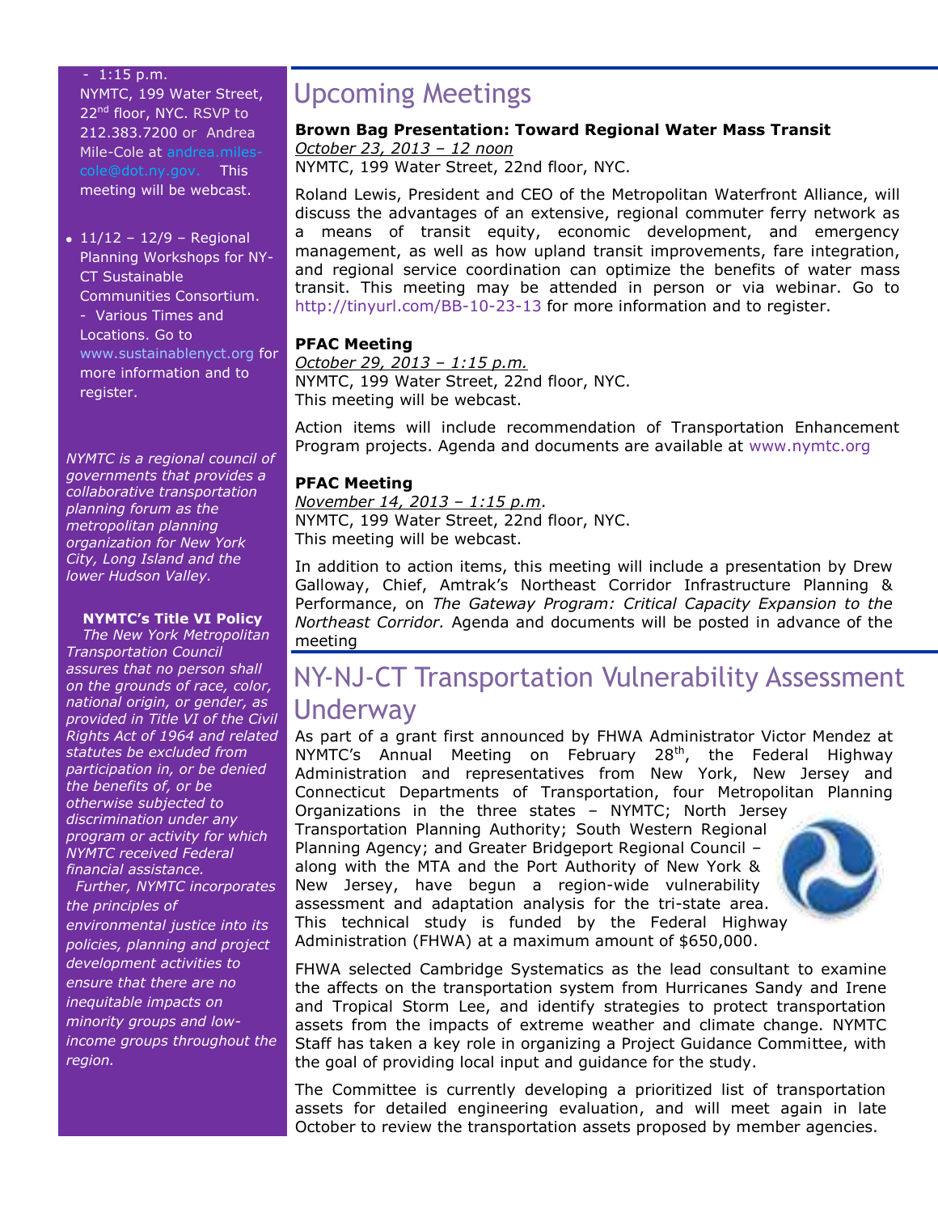- 1:15 p.m.
NYMTC, 199 Water Street, 22nd floor, NYC. RSVP to 212.383.7200 or Andrea Mile-Cole at andrea.miles-cole@dot.ny.gov. This meeting will be webcast.

- 11/12 – 12/9 – Regional Planning Workshops for NY-CT Sustainable Communities Consortium. - Various Times and Locations. Go to www.sustainablenyct.org for more information and to register.

*NYMTC is a regional council of governments that provides a collaborative transportation planning forum as the metropolitan planning organization for New York City, Long Island and the lower Hudson Valley.*

**NYMTC's Title VI Policy**

*The New York Metropolitan Transportation Council assures that no person shall on the grounds of race, color, national origin, or gender, as provided in Title VI of the Civil Rights Act of 1964 and related statutes be excluded from participation in, or be denied the benefits of, or be otherwise subjected to discrimination under any program or activity for which NYMTC received Federal financial assistance.*

*Further, NYMTC incorporates the principles of environmental justice into its policies, planning and project development activities to ensure that there are no inequitable impacts on minority groups and low-income groups throughout the region.*

# Upcoming Meetings

**Brown Bag Presentation: Toward Regional Water Mass Transit**
*October 23, 2013 – 12 noon*
NYMTC, 199 Water Street, 22nd floor, NYC.

Roland Lewis, President and CEO of the Metropolitan Waterfront Alliance, will discuss the advantages of an extensive, regional commuter ferry network as a means of transit equity, economic development, and emergency management, as well as how upland transit improvements, fare integration, and regional service coordination can optimize the benefits of water mass transit. This meeting may be attended in person or via webinar. Go to http://tinyurl.com/BB-10-23-13 for more information and to register.

**PFAC Meeting**
*October 29, 2013 – 1:15 p.m.*
NYMTC, 199 Water Street, 22nd floor, NYC.
This meeting will be webcast.

Action items will include recommendation of Transportation Enhancement Program projects. Agenda and documents are available at www.nymtc.org

**PFAC Meeting**
*November 14, 2013 – 1:15 p.m.*
NYMTC, 199 Water Street, 22nd floor, NYC.
This meeting will be webcast.

In addition to action items, this meeting will include a presentation by Drew Galloway, Chief, Amtrak's Northeast Corridor Infrastructure Planning & Performance, on *The Gateway Program: Critical Capacity Expansion to the Northeast Corridor.* Agenda and documents will be posted in advance of the meeting

# NY-NJ-CT Transportation Vulnerability Assessment Underway

As part of a grant first announced by FHWA Administrator Victor Mendez at NYMTC's Annual Meeting on February 28th, the Federal Highway Administration and representatives from New York, New Jersey and Connecticut Departments of Transportation, four Metropolitan Planning Organizations in the three states – NYMTC; North Jersey Transportation Planning Authority; South Western Regional Planning Agency; and Greater Bridgeport Regional Council – along with the MTA and the Port Authority of New York & New Jersey, have begun a region-wide vulnerability assessment and adaptation analysis for the tri-state area. This technical study is funded by the Federal Highway Administration (FHWA) at a maximum amount of $650,000.

FHWA selected Cambridge Systematics as the lead consultant to examine the affects on the transportation system from Hurricanes Sandy and Irene and Tropical Storm Lee, and identify strategies to protect transportation assets from the impacts of extreme weather and climate change. NYMTC Staff has taken a key role in organizing a Project Guidance Committee, with the goal of providing local input and guidance for the study.

The Committee is currently developing a prioritized list of transportation assets for detailed engineering evaluation, and will meet again in late October to review the transportation assets proposed by member agencies.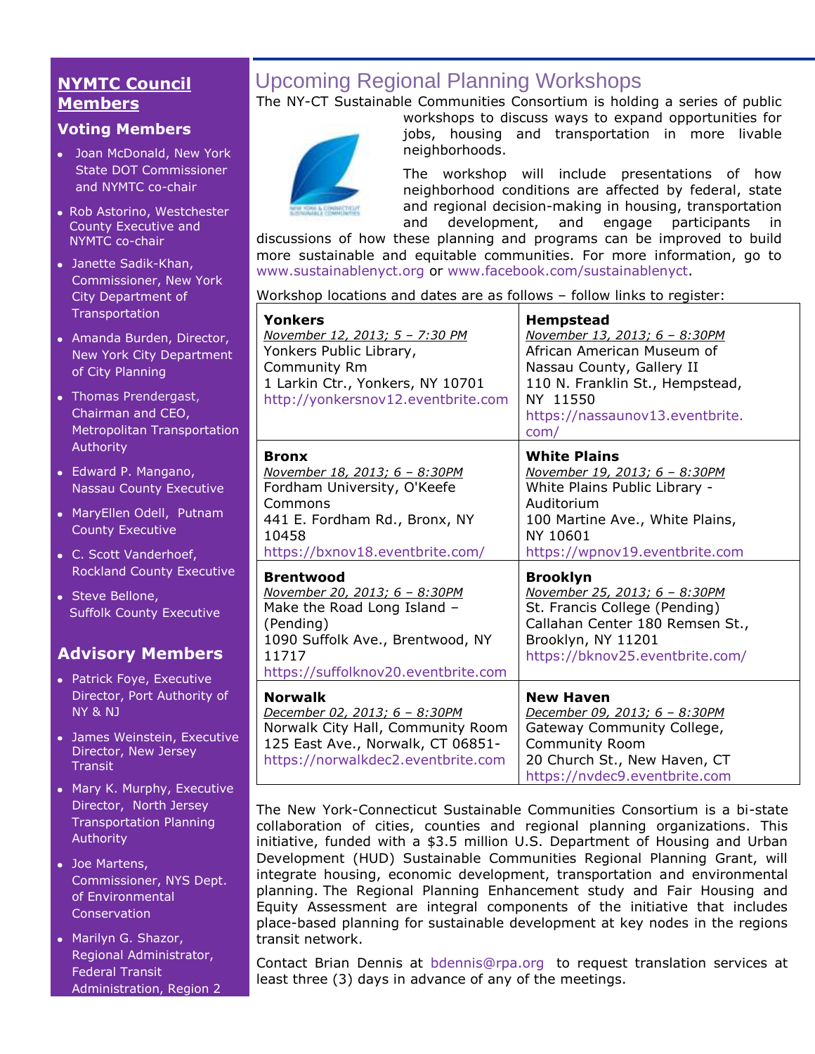## NYMTC Council Members

### Voting Members

- Joan McDonald, New York State DOT Commissioner and NYMTC co-chair
- Rob Astorino, Westchester County Executive and NYMTC co-chair
- Janette Sadik-Khan, Commissioner, New York City Department of Transportation
- Amanda Burden, Director, New York City Department of City Planning
- Thomas Prendergast, Chairman and CEO, Metropolitan Transportation Authority
- Edward P. Mangano, Nassau County Executive
- MaryEllen Odell, Putnam County Executive
- C. Scott Vanderhoef, Rockland County Executive
- Steve Bellone, Suffolk County Executive

### Advisory Members

- Patrick Foye, Executive Director, Port Authority of NY & NJ
- James Weinstein, Executive Director, New Jersey Transit
- Mary K. Murphy, Executive Director, North Jersey Transportation Planning Authority
- Joe Martens, Commissioner, NYS Dept. of Environmental Conservation
- Marilyn G. Shazor, Regional Administrator, Federal Transit Administration, Region 2

# Upcoming Regional Planning Workshops

The NY-CT Sustainable Communities Consortium is holding a series of public workshops to discuss ways to expand opportunities for jobs, housing and transportation in more livable neighborhoods.

The workshop will include presentations of how neighborhood conditions are affected by federal, state and regional decision-making in housing, transportation and development, and engage participants in discussions of how these planning and programs can be improved to build more sustainable and equitable communities. For more information, go to www.sustainablenyct.org or www.facebook.com/sustainablenyct.

Workshop locations and dates are as follows – follow links to register:

| | |
|---|---|
| **Yonkers**<br>_November 12, 2013; 5 – 7:30 PM_<br>Yonkers Public Library, Community Rm<br>1 Larkin Ctr., Yonkers, NY 10701<br>http://yonkersnov12.eventbrite.com | **Hempstead**<br>_November 13, 2013; 6 – 8:30PM_<br>African American Museum of Nassau County, Gallery II<br>110 N. Franklin St., Hempstead, NY 11550<br>https://nassaunov13.eventbrite.com/ |
| **Bronx**<br>_November 18, 2013; 6 – 8:30PM_<br>Fordham University, O'Keefe Commons<br>441 E. Fordham Rd., Bronx, NY 10458<br>https://bxnov18.eventbrite.com/ | **White Plains**<br>_November 19, 2013; 6 – 8:30PM_<br>White Plains Public Library - Auditorium<br>100 Martine Ave., White Plains, NY 10601<br>https://wpnov19.eventbrite.com |
| **Brentwood**<br>_November 20, 2013; 6 – 8:30PM_<br>Make the Road Long Island – (Pending)<br>1090 Suffolk Ave., Brentwood, NY 11717<br>https://suffolknov20.eventbrite.com | **Brooklyn**<br>_November 25, 2013; 6 – 8:30PM_<br>St. Francis College (Pending)<br>Callahan Center 180 Remsen St., Brooklyn, NY 11201<br>https://bknov25.eventbrite.com/ |
| **Norwalk**<br>_December 02, 2013; 6 – 8:30PM_<br>Norwalk City Hall, Community Room<br>125 East Ave., Norwalk, CT 06851-<br>https://norwalkdec2.eventbrite.com | **New Haven**<br>_December 09, 2013; 6 – 8:30PM_<br>Gateway Community College, Community Room<br>20 Church St., New Haven, CT<br>https://nvdec9.eventbrite.com |

The New York-Connecticut Sustainable Communities Consortium is a bi-state collaboration of cities, counties and regional planning organizations. This initiative, funded with a $3.5 million U.S. Department of Housing and Urban Development (HUD) Sustainable Communities Regional Planning Grant, will integrate housing, economic development, transportation and environmental planning. The Regional Planning Enhancement study and Fair Housing and Equity Assessment are integral components of the initiative that includes place-based planning for sustainable development at key nodes in the regions transit network.

Contact Brian Dennis at bdennis@rpa.org to request translation services at least three (3) days in advance of any of the meetings.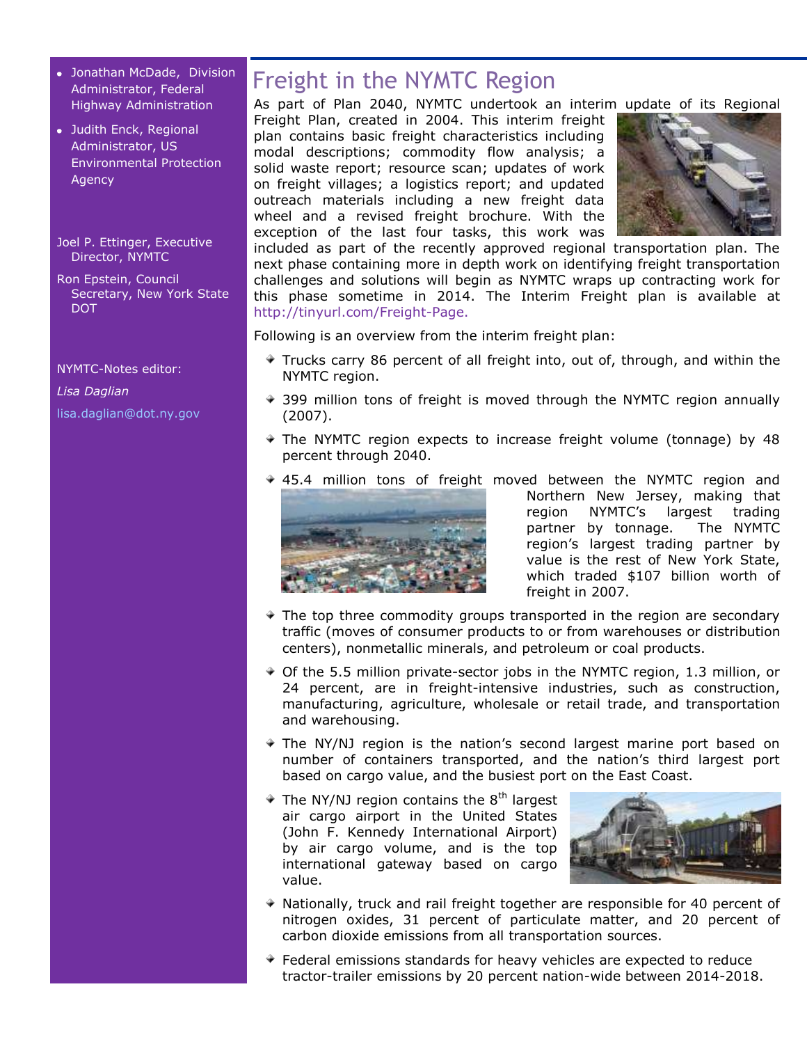- Jonathan McDade, Division Administrator, Federal Highway Administration
- Judith Enck, Regional Administrator, US Environmental Protection Agency

Joel P. Ettinger, Executive Director, NYMTC

Ron Epstein, Council Secretary, New York State DOT

NYMTC-Notes editor:

*Lisa Daglian*

lisa.daglian@dot.ny.gov

# Freight in the NYMTC Region

As part of Plan 2040, NYMTC undertook an interim update of its Regional Freight Plan, created in 2004. This interim freight plan contains basic freight characteristics including modal descriptions; commodity flow analysis; a solid waste report; resource scan; updates of work on freight villages; a logistics report; and updated outreach materials including a new freight data wheel and a revised freight brochure. With the exception of the last four tasks, this work was included as part of the recently approved regional transportation plan. The next phase containing more in depth work on identifying freight transportation challenges and solutions will begin as NYMTC wraps up contracting work for this phase sometime in 2014. The Interim Freight plan is available at http://tinyurl.com/Freight-Page.

Following is an overview from the interim freight plan:

- Trucks carry 86 percent of all freight into, out of, through, and within the NYMTC region.
- 399 million tons of freight is moved through the NYMTC region annually (2007).
- The NYMTC region expects to increase freight volume (tonnage) by 48 percent through 2040.
- 45.4 million tons of freight moved between the NYMTC region and Northern New Jersey, making that region NYMTC's largest trading partner by tonnage. The NYMTC region's largest trading partner by value is the rest of New York State, which traded $107 billion worth of freight in 2007.
- The top three commodity groups transported in the region are secondary traffic (moves of consumer products to or from warehouses or distribution centers), nonmetallic minerals, and petroleum or coal products.
- Of the 5.5 million private-sector jobs in the NYMTC region, 1.3 million, or 24 percent, are in freight-intensive industries, such as construction, manufacturing, agriculture, wholesale or retail trade, and transportation and warehousing.
- The NY/NJ region is the nation's second largest marine port based on number of containers transported, and the nation's third largest port based on cargo value, and the busiest port on the East Coast.
- The NY/NJ region contains the 8th largest air cargo airport in the United States (John F. Kennedy International Airport) by air cargo volume, and is the top international gateway based on cargo value.
- Nationally, truck and rail freight together are responsible for 40 percent of nitrogen oxides, 31 percent of particulate matter, and 20 percent of carbon dioxide emissions from all transportation sources.
- Federal emissions standards for heavy vehicles are expected to reduce tractor-trailer emissions by 20 percent nation-wide between 2014-2018.